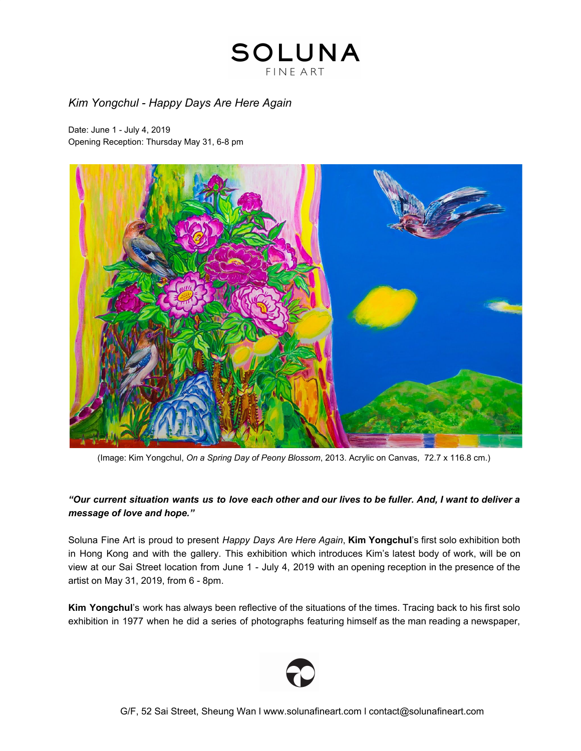# SOLUNA
FINE ART

*Kim Yongchul - Happy Days Are Here Again*

Date: June 1 - July 4, 2019
Opening Reception: Thursday May 31, 6-8 pm

(Image: Kim Yongchul, *On a Spring Day of Peony Blossom*, 2013. Acrylic on Canvas, 72.7 x 116.8 cm.)

***"Our current situation wants us to love each other and our lives to be fuller. And, I want to deliver a message of love and hope."***

Soluna Fine Art is proud to present *Happy Days Are Here Again*, **Kim Yongchul**'s first solo exhibition both in Hong Kong and with the gallery. This exhibition which introduces Kim's latest body of work, will be on view at our Sai Street location from June 1 - July 4, 2019 with an opening reception in the presence of the artist on May 31, 2019, from 6 - 8pm.

**Kim Yongchul**'s work has always been reflective of the situations of the times. Tracing back to his first solo exhibition in 1977 when he did a series of photographs featuring himself as the man reading a newspaper,

G/F, 52 Sai Street, Sheung Wan | www.solunafineart.com | contact@solunafineart.com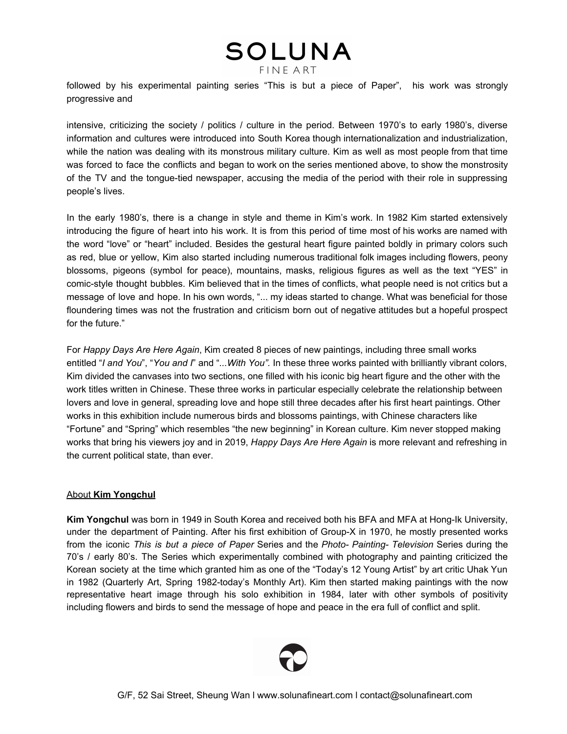followed by his experimental painting series "This is but a piece of Paper", his work was strongly progressive and

intensive, criticizing the society / politics / culture in the period. Between 1970's to early 1980's, diverse information and cultures were introduced into South Korea though internationalization and industrialization, while the nation was dealing with its monstrous military culture. Kim as well as most people from that time was forced to face the conflicts and began to work on the series mentioned above, to show the monstrosity of the TV and the tongue-tied newspaper, accusing the media of the period with their role in suppressing people's lives.

In the early 1980's, there is a change in style and theme in Kim's work. In 1982 Kim started extensively introducing the figure of heart into his work. It is from this period of time most of his works are named with the word "love" or "heart" included. Besides the gestural heart figure painted boldly in primary colors such as red, blue or yellow, Kim also started including numerous traditional folk images including flowers, peony blossoms, pigeons (symbol for peace), mountains, masks, religious figures as well as the text "YES" in comic-style thought bubbles. Kim believed that in the times of conflicts, what people need is not critics but a message of love and hope. In his own words, "... my ideas started to change. What was beneficial for those floundering times was not the frustration and criticism born out of negative attitudes but a hopeful prospect for the future."

For *Happy Days Are Here Again*, Kim created 8 pieces of new paintings, including three small works entitled "*I and You*", "*You and I*" and "*...With You"*. In these three works painted with brilliantly vibrant colors, Kim divided the canvases into two sections, one filled with his iconic big heart figure and the other with the work titles written in Chinese. These three works in particular especially celebrate the relationship between lovers and love in general, spreading love and hope still three decades after his first heart paintings. Other works in this exhibition include numerous birds and blossoms paintings, with Chinese characters like "Fortune" and "Spring" which resembles "the new beginning" in Korean culture. Kim never stopped making works that bring his viewers joy and in 2019, *Happy Days Are Here Again* is more relevant and refreshing in the current political state, than ever.

## About **Kim Yongchul**

**Kim Yongchul** was born in 1949 in South Korea and received both his BFA and MFA at Hong-Ik University, under the department of Painting. After his first exhibition of Group-X in 1970, he mostly presented works from the iconic *This is but a piece of Paper* Series and the *Photo- Painting- Television* Series during the 70's / early 80's. The Series which experimentally combined with photography and painting criticized the Korean society at the time which granted him as one of the "Today's 12 Young Artist" by art critic Uhak Yun in 1982 (Quarterly Art, Spring 1982-today's Monthly Art). Kim then started making paintings with the now representative heart image through his solo exhibition in 1984, later with other symbols of positivity including flowers and birds to send the message of hope and peace in the era full of conflict and split.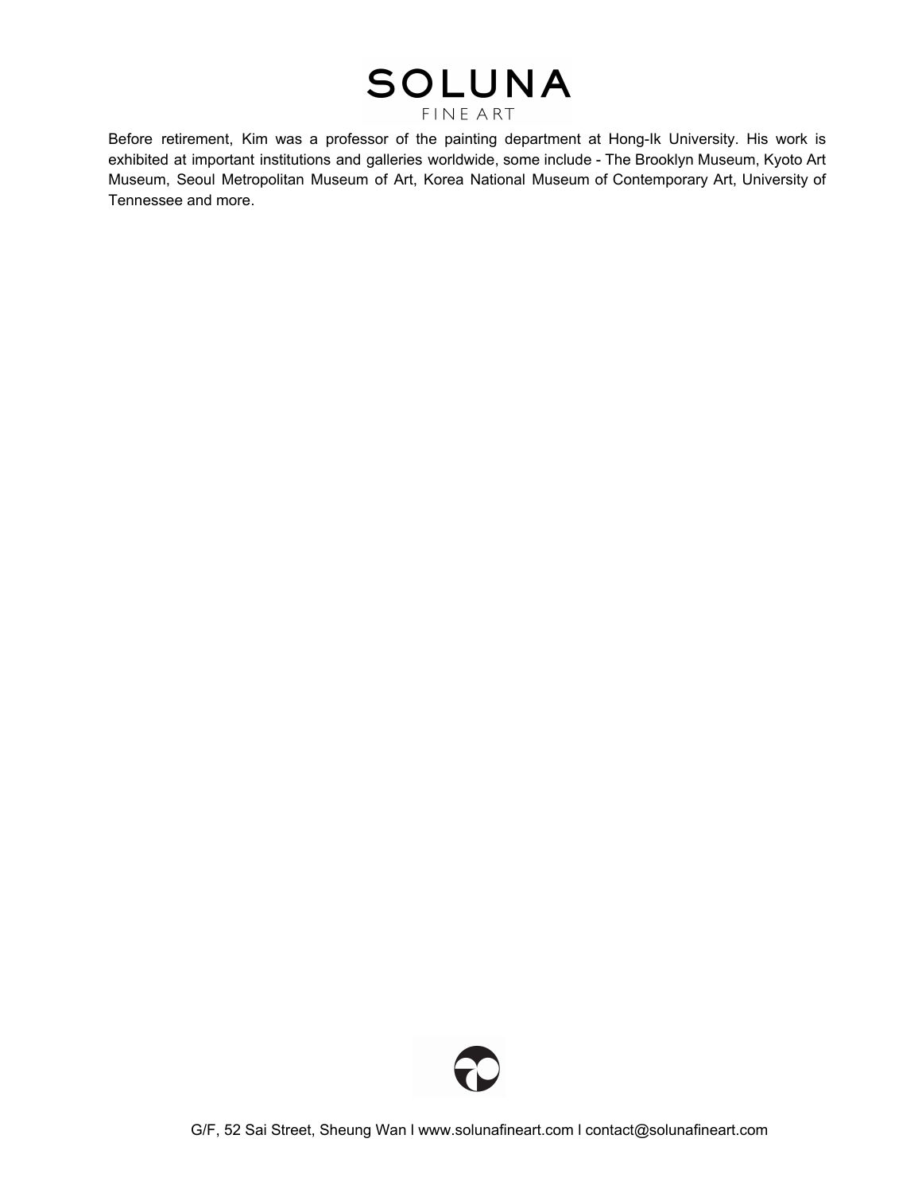Before retirement, Kim was a professor of the painting department at Hong-Ik University. His work is exhibited at important institutions and galleries worldwide, some include - The Brooklyn Museum, Kyoto Art Museum, Seoul Metropolitan Museum of Art, Korea National Museum of Contemporary Art, University of Tennessee and more.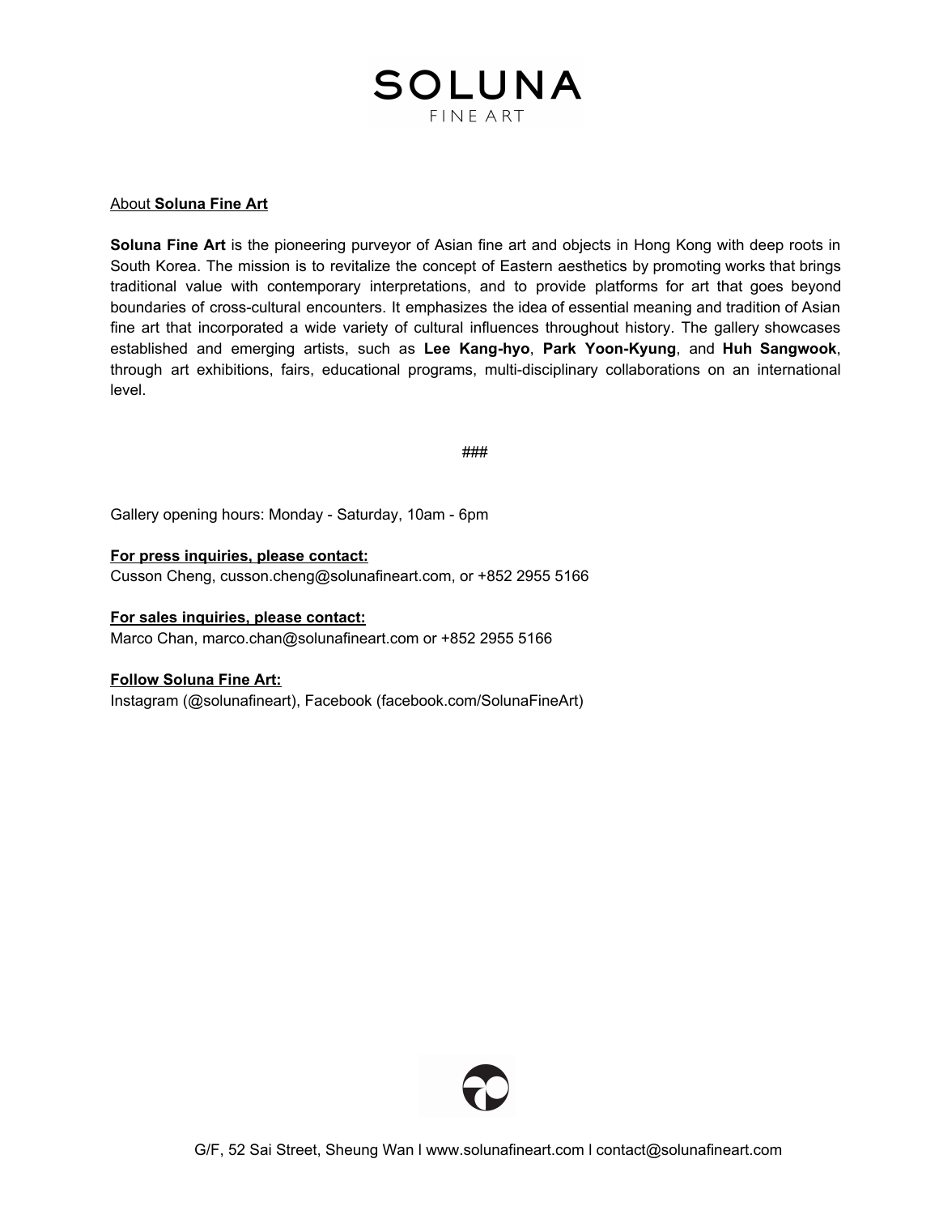SOLUNA
FINE ART

About **Soluna Fine Art**

**Soluna Fine Art** is the pioneering purveyor of Asian fine art and objects in Hong Kong with deep roots in South Korea. The mission is to revitalize the concept of Eastern aesthetics by promoting works that brings traditional value with contemporary interpretations, and to provide platforms for art that goes beyond boundaries of cross-cultural encounters. It emphasizes the idea of essential meaning and tradition of Asian fine art that incorporated a wide variety of cultural influences throughout history. The gallery showcases established and emerging artists, such as **Lee Kang-hyo**, **Park Yoon-Kyung**, and **Huh Sangwook**, through art exhibitions, fairs, educational programs, multi-disciplinary collaborations on an international level.

###

Gallery opening hours: Monday - Saturday, 10am - 6pm

**For press inquiries, please contact:**
Cusson Cheng, cusson.cheng@solunafineart.com, or +852 2955 5166

**For sales inquiries, please contact:**
Marco Chan, marco.chan@solunafineart.com or +852 2955 5166

**Follow Soluna Fine Art:**
Instagram (@solunafineart), Facebook (facebook.com/SolunaFineArt)

G/F, 52 Sai Street, Sheung Wan | www.solunafineart.com | contact@solunafineart.com